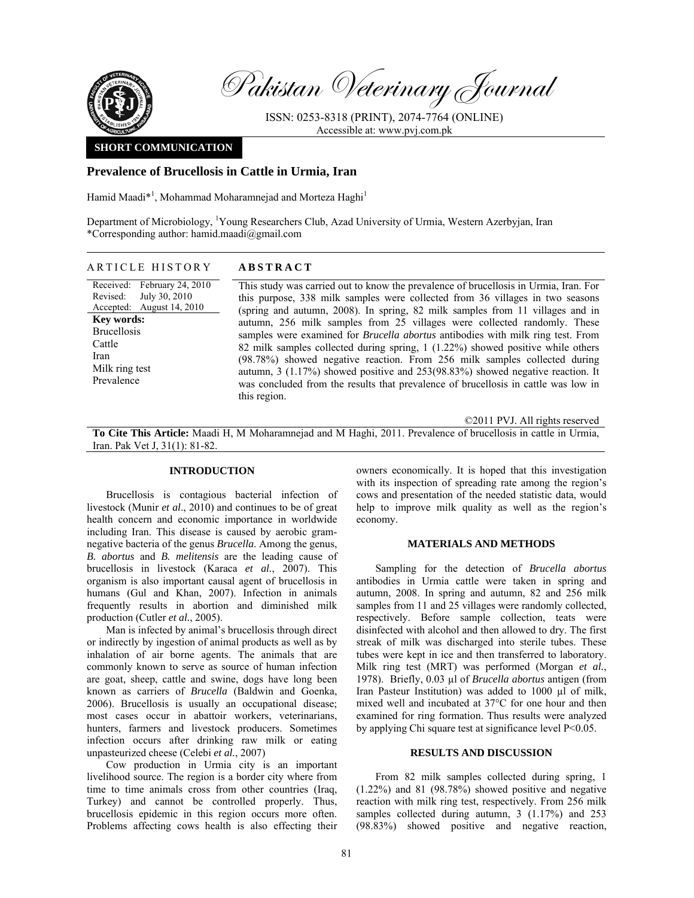Pakistan Veterinary Journal

ISSN: 0253-8318 (PRINT), 2074-7764 (ONLINE)
Accessible at: www.pvj.com.pk

**SHORT COMMUNICATION**

# Prevalence of Brucellosis in Cattle in Urmia, Iran

Hamid Maadi*[1], Mohammad Moharamnejad and Morteza Haghi[1]

Department of Microbiology, [1]Young Researchers Club, Azad University of Urmia, Western Azerbyjan, Iran
*Corresponding author: hamid.maadi@gmail.com

## ARTICLE HISTORY

Received: February 24, 2010
Revised: July 30, 2010
Accepted: August 14, 2010

**Key words:**
Brucellosis
Cattle
Iran
Milk ring test
Prevalence

## ABSTRACT

This study was carried out to know the prevalence of brucellosis in Urmia, Iran. For this purpose, 338 milk samples were collected from 36 villages in two seasons (spring and autumn, 2008). In spring, 82 milk samples from 11 villages and in autumn, 256 milk samples from 25 villages were collected randomly. These samples were examined for *Brucella abortus* antibodies with milk ring test. From 82 milk samples collected during spring, 1 (1.22%) showed positive while others (98.78%) showed negative reaction. From 256 milk samples collected during autumn, 3 (1.17%) showed positive and 253(98.83%) showed negative reaction. It was concluded from the results that prevalence of brucellosis in cattle was low in this region.

©2011 PVJ. All rights reserved

**To Cite This Article:** Maadi H, M Moharamnejad and M Haghi, 2011. Prevalence of brucellosis in cattle in Urmia, Iran. Pak Vet J, 31(1): 81-82.

## INTRODUCTION

Brucellosis is contagious bacterial infection of livestock (Munir *et al*., 2010) and continues to be of great health concern and economic importance in worldwide including Iran. This disease is caused by aerobic gram-negative bacteria of the genus *Brucella*. Among the genus, *B. abortus* and *B. melitensis* are the leading cause of brucellosis in livestock (Karaca *et al.*, 2007). This organism is also important causal agent of brucellosis in humans (Gul and Khan, 2007). Infection in animals frequently results in abortion and diminished milk production (Cutler *et al.*, 2005).

Man is infected by animal's brucellosis through direct or indirectly by ingestion of animal products as well as by inhalation of air borne agents. The animals that are commonly known to serve as source of human infection are goat, sheep, cattle and swine, dogs have long been known as carriers of *Brucella* (Baldwin and Goenka, 2006). Brucellosis is usually an occupational disease; most cases occur in abattoir workers, veterinarians, hunters, farmers and livestock producers. Sometimes infection occurs after drinking raw milk or eating unpasteurized cheese (Celebi *et al.*, 2007)

Cow production in Urmia city is an important livelihood source. The region is a border city where from time to time animals cross from other countries (Iraq, Turkey) and cannot be controlled properly. Thus, brucellosis epidemic in this region occurs more often. Problems affecting cows health is also effecting their owners economically. It is hoped that this investigation with its inspection of spreading rate among the region's cows and presentation of the needed statistic data, would help to improve milk quality as well as the region's economy.

## MATERIALS AND METHODS

Sampling for the detection of *Brucella abortus* antibodies in Urmia cattle were taken in spring and autumn, 2008. In spring and autumn, 82 and 256 milk samples from 11 and 25 villages were randomly collected, respectively. Before sample collection, teats were disinfected with alcohol and then allowed to dry. The first streak of milk was discharged into sterile tubes. These tubes were kept in ice and then transferred to laboratory. Milk ring test (MRT) was performed (Morgan *et al.*, 1978). Briefly, 0.03 µl of *Brucella abortus* antigen (from Iran Pasteur Institution) was added to 1000 µl of milk, mixed well and incubated at 37°C for one hour and then examined for ring formation. Thus results were analyzed by applying Chi square test at significance level $P<0.05$.

## RESULTS AND DISCUSSION

From 82 milk samples collected during spring, 1 (1.22%) and 81 (98.78%) showed positive and negative reaction with milk ring test, respectively. From 256 milk samples collected during autumn, 3 (1.17%) and 253 (98.83%) showed positive and negative reaction,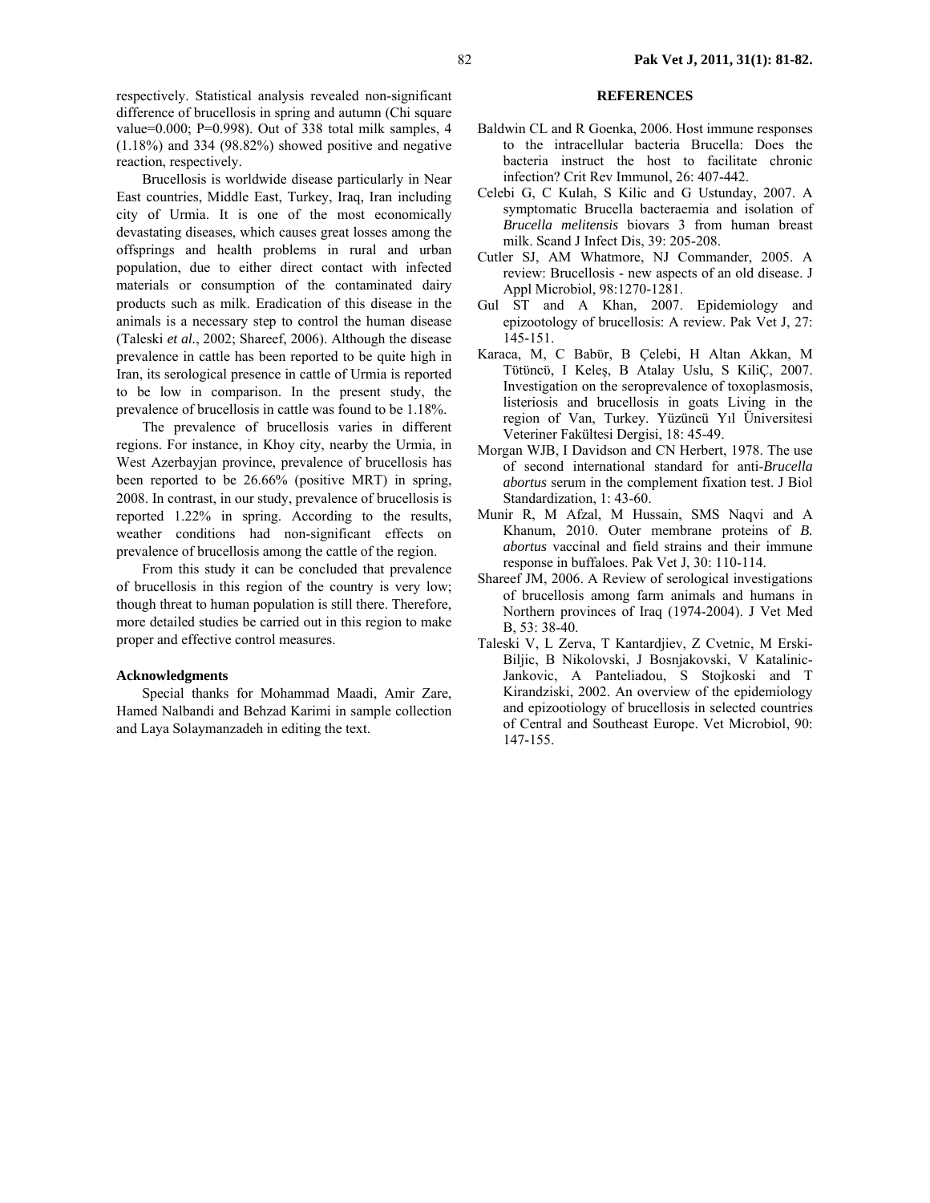respectively. Statistical analysis revealed non-significant difference of brucellosis in spring and autumn (Chi square value=0.000; P=0.998). Out of 338 total milk samples, 4 (1.18%) and 334 (98.82%) showed positive and negative reaction, respectively.

Brucellosis is worldwide disease particularly in Near East countries, Middle East, Turkey, Iraq, Iran including city of Urmia. It is one of the most economically devastating diseases, which causes great losses among the offsprings and health problems in rural and urban population, due to either direct contact with infected materials or consumption of the contaminated dairy products such as milk. Eradication of this disease in the animals is a necessary step to control the human disease (Taleski *et al.*, 2002; Shareef, 2006). Although the disease prevalence in cattle has been reported to be quite high in Iran, its serological presence in cattle of Urmia is reported to be low in comparison. In the present study, the prevalence of brucellosis in cattle was found to be 1.18%.

The prevalence of brucellosis varies in different regions. For instance, in Khoy city, nearby the Urmia, in West Azerbayjan province, prevalence of brucellosis has been reported to be 26.66% (positive MRT) in spring, 2008. In contrast, in our study, prevalence of brucellosis is reported 1.22% in spring. According to the results, weather conditions had non-significant effects on prevalence of brucellosis among the cattle of the region.

From this study it can be concluded that prevalence of brucellosis in this region of the country is very low; though threat to human population is still there. Therefore, more detailed studies be carried out in this region to make proper and effective control measures.

### Acknowledgments

Special thanks for Mohammad Maadi, Amir Zare, Hamed Nalbandi and Behzad Karimi in sample collection and Laya Solaymanzadeh in editing the text.

## REFERENCES

Baldwin CL and R Goenka, 2006. Host immune responses to the intracellular bacteria Brucella: Does the bacteria instruct the host to facilitate chronic infection? Crit Rev Immunol, 26: 407-442.

Celebi G, C Kulah, S Kilic and G Ustunday, 2007. A symptomatic Brucella bacteraemia and isolation of *Brucella melitensis* biovars 3 from human breast milk. Scand J Infect Dis, 39: 205-208.

Cutler SJ, AM Whatmore, NJ Commander, 2005. A review: Brucellosis - new aspects of an old disease. J Appl Microbiol, 98:1270-1281.

Gul ST and A Khan, 2007. Epidemiology and epizootology of brucellosis: A review. Pak Vet J, 27: 145-151.

Karaca, M, C Babör, B Çelebi, H Altan Akkan, M Tütüncü, I Keleş, B Atalay Uslu, S KiliÇ, 2007. Investigation on the seroprevalence of toxoplasmosis, listeriosis and brucellosis in goats Living in the region of Van, Turkey. Yüzüncü Yıl Üniversitesi Veteriner Fakültesi Dergisi, 18: 45-49.

Morgan WJB, I Davidson and CN Herbert, 1978. The use of second international standard for anti-*Brucella abortus* serum in the complement fixation test. J Biol Standardization, 1: 43-60.

Munir R, M Afzal, M Hussain, SMS Naqvi and A Khanum, 2010. Outer membrane proteins of *B. abortus* vaccinal and field strains and their immune response in buffaloes. Pak Vet J, 30: 110-114.

Shareef JM, 2006. A Review of serological investigations of brucellosis among farm animals and humans in Northern provinces of Iraq (1974-2004). J Vet Med B, 53: 38-40.

Taleski V, L Zerva, T Kantardjiev, Z Cvetnic, M Erski-Biljic, B Nikolovski, J Bosnjakovski, V Katalinic-Jankovic, A Panteliadou, S Stojkoski and T Kirandziski, 2002. An overview of the epidemiology and epizootiology of brucellosis in selected countries of Central and Southeast Europe. Vet Microbiol, 90: 147-155.